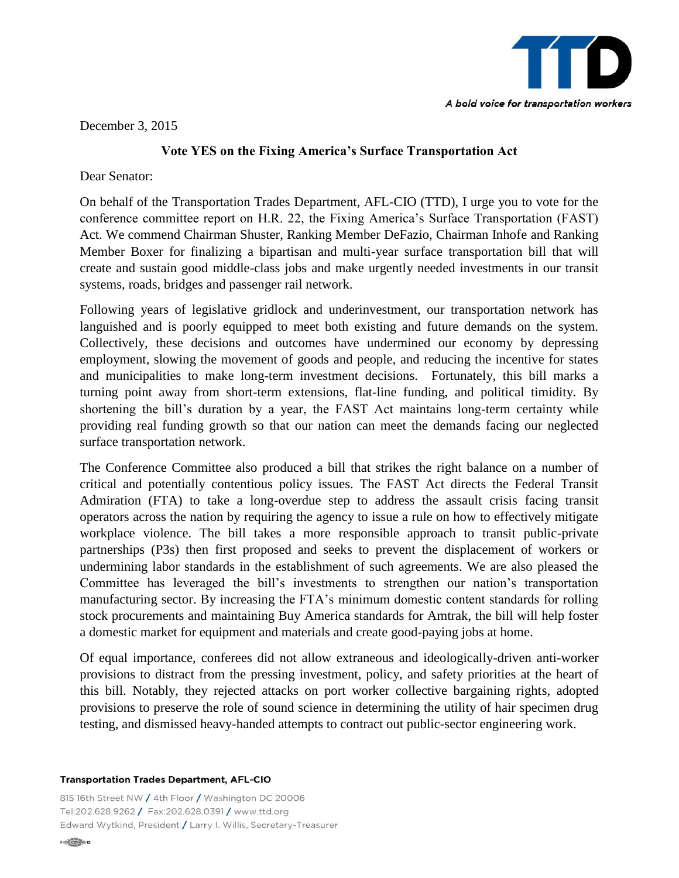TTD

*A bold voice for transportation workers*

December 3, 2015

**Vote YES on the Fixing America's Surface Transportation Act**

Dear Senator:

On behalf of the Transportation Trades Department, AFL-CIO (TTD), I urge you to vote for the conference committee report on H.R. 22, the Fixing America's Surface Transportation (FAST) Act. We commend Chairman Shuster, Ranking Member DeFazio, Chairman Inhofe and Ranking Member Boxer for finalizing a bipartisan and multi-year surface transportation bill that will create and sustain good middle-class jobs and make urgently needed investments in our transit systems, roads, bridges and passenger rail network.

Following years of legislative gridlock and underinvestment, our transportation network has languished and is poorly equipped to meet both existing and future demands on the system. Collectively, these decisions and outcomes have undermined our economy by depressing employment, slowing the movement of goods and people, and reducing the incentive for states and municipalities to make long-term investment decisions. Fortunately, this bill marks a turning point away from short-term extensions, flat-line funding, and political timidity. By shortening the bill's duration by a year, the FAST Act maintains long-term certainty while providing real funding growth so that our nation can meet the demands facing our neglected surface transportation network.

The Conference Committee also produced a bill that strikes the right balance on a number of critical and potentially contentious policy issues. The FAST Act directs the Federal Transit Admiration (FTA) to take a long-overdue step to address the assault crisis facing transit operators across the nation by requiring the agency to issue a rule on how to effectively mitigate workplace violence. The bill takes a more responsible approach to transit public-private partnerships (P3s) then first proposed and seeks to prevent the displacement of workers or undermining labor standards in the establishment of such agreements. We are also pleased the Committee has leveraged the bill's investments to strengthen our nation's transportation manufacturing sector. By increasing the FTA's minimum domestic content standards for rolling stock procurements and maintaining Buy America standards for Amtrak, the bill will help foster a domestic market for equipment and materials and create good-paying jobs at home.

Of equal importance, conferees did not allow extraneous and ideologically-driven anti-worker provisions to distract from the pressing investment, policy, and safety priorities at the heart of this bill. Notably, they rejected attacks on port worker collective bargaining rights, adopted provisions to preserve the role of sound science in determining the utility of hair specimen drug testing, and dismissed heavy-handed attempts to contract out public-sector engineering work.

**Transportation Trades Department, AFL-CIO**

815 16th Street NW / 4th Floor / Washington DC 20006
Tel:202.628.9262 / Fax:202.628.0391 / www.ttd.org
Edward Wytkind, President / Larry I. Willis, Secretary-Treasurer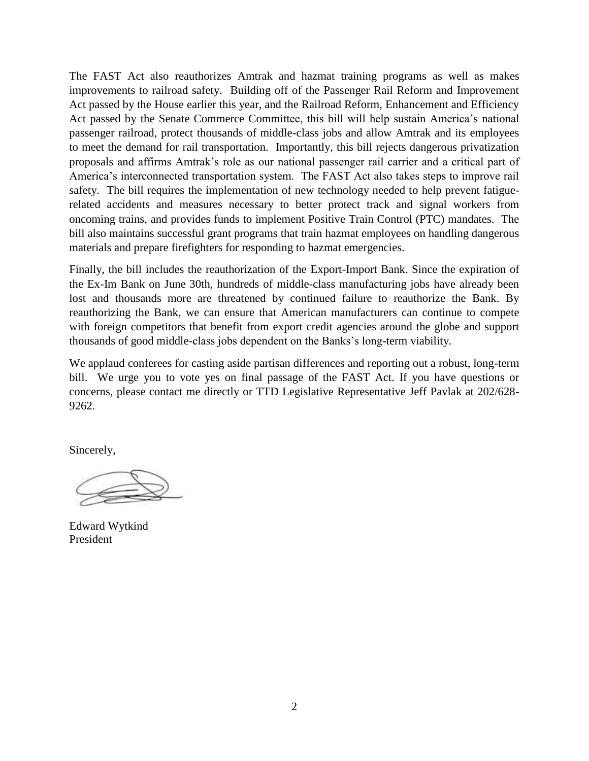The FAST Act also reauthorizes Amtrak and hazmat training programs as well as makes improvements to railroad safety. Building off of the Passenger Rail Reform and Improvement Act passed by the House earlier this year, and the Railroad Reform, Enhancement and Efficiency Act passed by the Senate Commerce Committee, this bill will help sustain America's national passenger railroad, protect thousands of middle-class jobs and allow Amtrak and its employees to meet the demand for rail transportation. Importantly, this bill rejects dangerous privatization proposals and affirms Amtrak's role as our national passenger rail carrier and a critical part of America's interconnected transportation system. The FAST Act also takes steps to improve rail safety. The bill requires the implementation of new technology needed to help prevent fatigue-related accidents and measures necessary to better protect track and signal workers from oncoming trains, and provides funds to implement Positive Train Control (PTC) mandates. The bill also maintains successful grant programs that train hazmat employees on handling dangerous materials and prepare firefighters for responding to hazmat emergencies.

Finally, the bill includes the reauthorization of the Export-Import Bank. Since the expiration of the Ex-Im Bank on June 30th, hundreds of middle-class manufacturing jobs have already been lost and thousands more are threatened by continued failure to reauthorize the Bank. By reauthorizing the Bank, we can ensure that American manufacturers can continue to compete with foreign competitors that benefit from export credit agencies around the globe and support thousands of good middle-class jobs dependent on the Banks's long-term viability.

We applaud conferees for casting aside partisan differences and reporting out a robust, long-term bill. We urge you to vote yes on final passage of the FAST Act. If you have questions or concerns, please contact me directly or TTD Legislative Representative Jeff Pavlak at 202/628-9262.

Sincerely,

Edward Wytkind
President